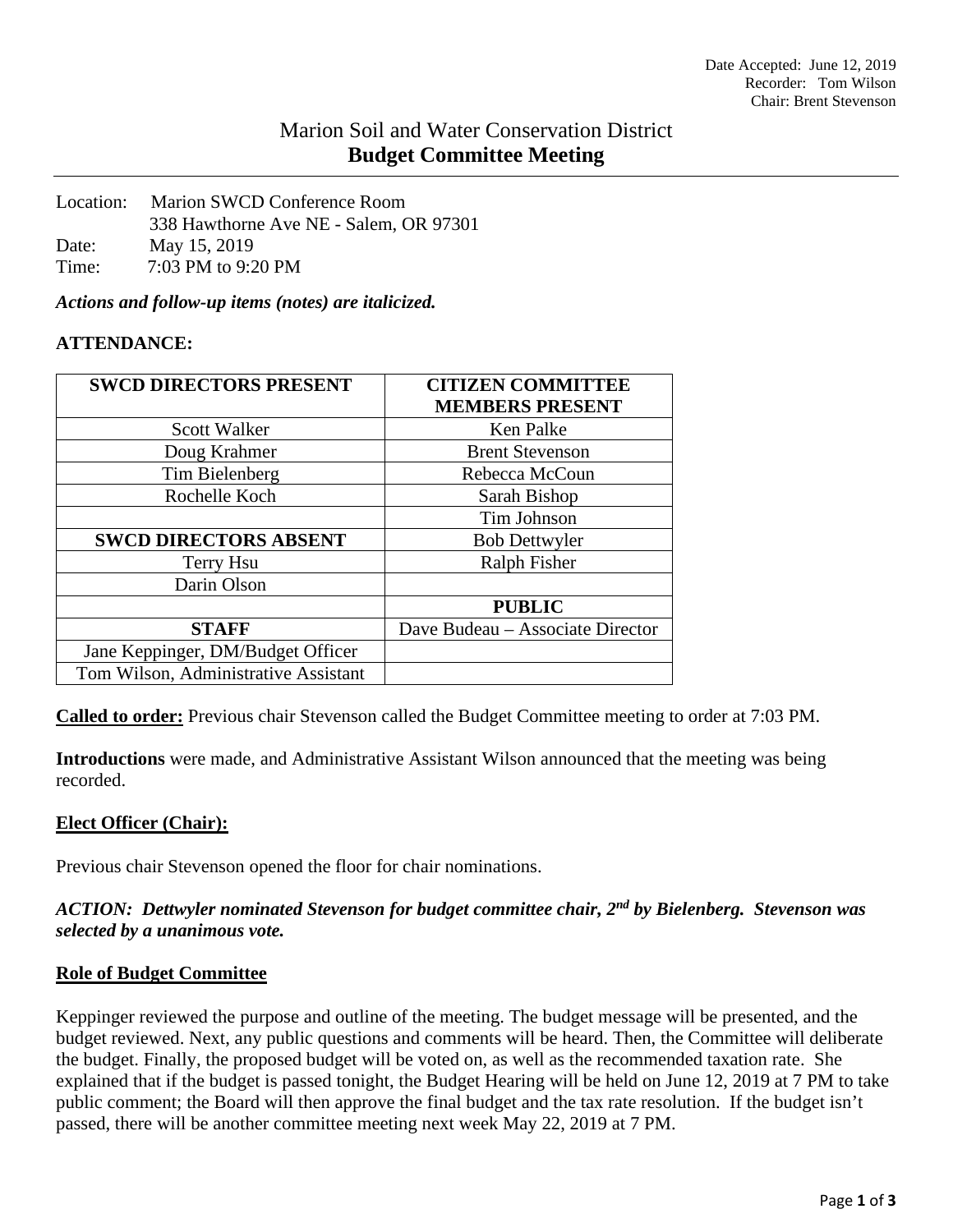Date Accepted: June 12, 2019
Recorder: Tom Wilson
Chair: Brent Stevenson

# Marion Soil and Water Conservation District
## **Budget Committee Meeting**

Location: Marion SWCD Conference Room
338 Hawthorne Ave NE - Salem, OR 97301
Date: May 15, 2019
Time: 7:03 PM to 9:20 PM

***Actions and follow-up items (notes) are italicized.***

**ATTENDANCE:**

| **SWCD DIRECTORS PRESENT** | **CITIZEN COMMITTEE MEMBERS PRESENT** |
|---|---|
| Scott Walker | Ken Palke |
| Doug Krahmer | Brent Stevenson |
| Tim Bielenberg | Rebecca McCoun |
| Rochelle Koch | Sarah Bishop |
| | Tim Johnson |
| **SWCD DIRECTORS ABSENT** | Bob Dettwyler |
| Terry Hsu | Ralph Fisher |
| Darin Olson | |
| | **PUBLIC** |
| **STAFF** | Dave Budeau – Associate Director |
| Jane Keppinger, DM/Budget Officer | |
| Tom Wilson, Administrative Assistant | |

**Called to order:** Previous chair Stevenson called the Budget Committee meeting to order at 7:03 PM.

**Introductions** were made, and Administrative Assistant Wilson announced that the meeting was being recorded.

### **Elect Officer (Chair):**

Previous chair Stevenson opened the floor for chair nominations.

***ACTION: Dettwyler nominated Stevenson for budget committee chair, 2nd by Bielenberg. Stevenson was selected by a unanimous vote.***

### **Role of Budget Committee**

Keppinger reviewed the purpose and outline of the meeting. The budget message will be presented, and the budget reviewed. Next, any public questions and comments will be heard. Then, the Committee will deliberate the budget. Finally, the proposed budget will be voted on, as well as the recommended taxation rate. She explained that if the budget is passed tonight, the Budget Hearing will be held on June 12, 2019 at 7 PM to take public comment; the Board will then approve the final budget and the tax rate resolution. If the budget isn't passed, there will be another committee meeting next week May 22, 2019 at 7 PM.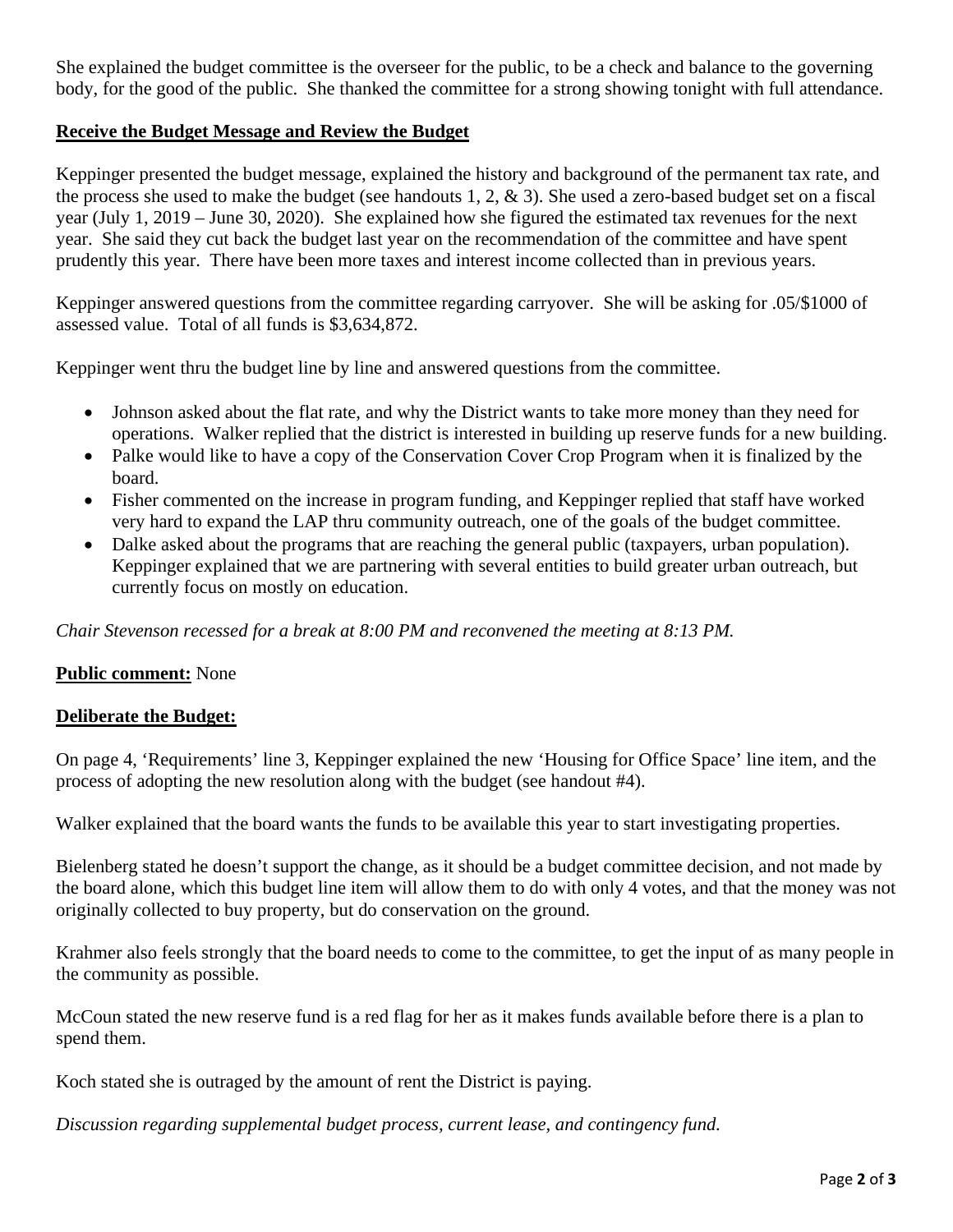She explained the budget committee is the overseer for the public, to be a check and balance to the governing body, for the good of the public. She thanked the committee for a strong showing tonight with full attendance.

**Receive the Budget Message and Review the Budget**

Keppinger presented the budget message, explained the history and background of the permanent tax rate, and the process she used to make the budget (see handouts 1, 2, & 3). She used a zero-based budget set on a fiscal year (July 1, 2019 – June 30, 2020). She explained how she figured the estimated tax revenues for the next year. She said they cut back the budget last year on the recommendation of the committee and have spent prudently this year. There have been more taxes and interest income collected than in previous years.

Keppinger answered questions from the committee regarding carryover. She will be asking for .05/$1000 of assessed value. Total of all funds is $3,634,872.

Keppinger went thru the budget line by line and answered questions from the committee.

- Johnson asked about the flat rate, and why the District wants to take more money than they need for operations. Walker replied that the district is interested in building up reserve funds for a new building.
- Palke would like to have a copy of the Conservation Cover Crop Program when it is finalized by the board.
- Fisher commented on the increase in program funding, and Keppinger replied that staff have worked very hard to expand the LAP thru community outreach, one of the goals of the budget committee.
- Dalke asked about the programs that are reaching the general public (taxpayers, urban population). Keppinger explained that we are partnering with several entities to build greater urban outreach, but currently focus on mostly on education.

*Chair Stevenson recessed for a break at 8:00 PM and reconvened the meeting at 8:13 PM.*

**Public comment:** None

**Deliberate the Budget:**

On page 4, 'Requirements' line 3, Keppinger explained the new 'Housing for Office Space' line item, and the process of adopting the new resolution along with the budget (see handout #4).

Walker explained that the board wants the funds to be available this year to start investigating properties.

Bielenberg stated he doesn't support the change, as it should be a budget committee decision, and not made by the board alone, which this budget line item will allow them to do with only 4 votes, and that the money was not originally collected to buy property, but do conservation on the ground.

Krahmer also feels strongly that the board needs to come to the committee, to get the input of as many people in the community as possible.

McCoun stated the new reserve fund is a red flag for her as it makes funds available before there is a plan to spend them.

Koch stated she is outraged by the amount of rent the District is paying.

*Discussion regarding supplemental budget process, current lease, and contingency fund.*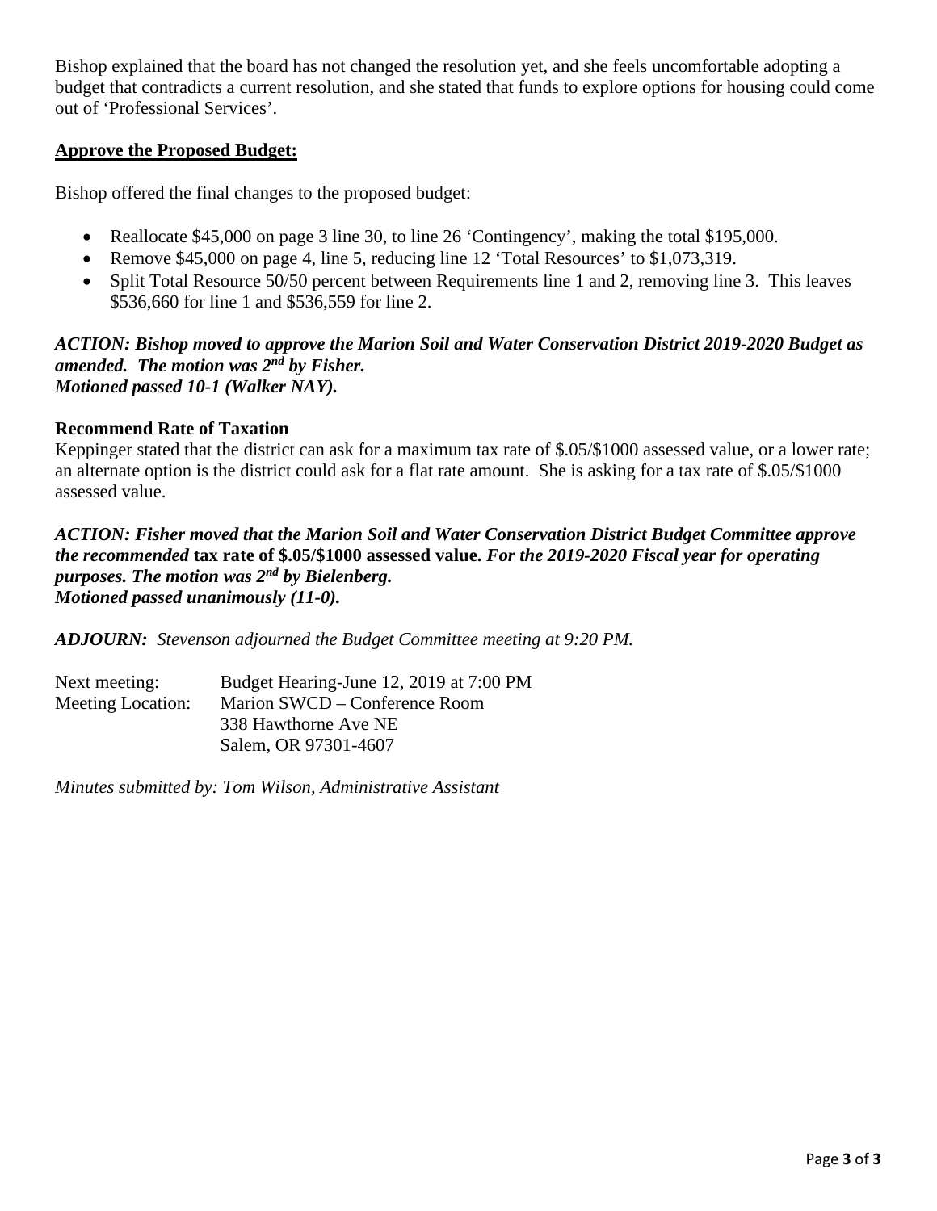Bishop explained that the board has not changed the resolution yet, and she feels uncomfortable adopting a budget that contradicts a current resolution, and she stated that funds to explore options for housing could come out of 'Professional Services'.

**Approve the Proposed Budget:**

Bishop offered the final changes to the proposed budget:

- Reallocate $45,000 on page 3 line 30, to line 26 'Contingency', making the total $195,000.
- Remove $45,000 on page 4, line 5, reducing line 12 'Total Resources' to $1,073,319.
- Split Total Resource 50/50 percent between Requirements line 1 and 2, removing line 3. This leaves $536,660 for line 1 and $536,559 for line 2.

***ACTION: Bishop moved to approve the Marion Soil and Water Conservation District 2019-2020 Budget as amended. The motion was 2nd by Fisher.***
***Motioned passed 10-1 (Walker NAY).***

**Recommend Rate of Taxation**

Keppinger stated that the district can ask for a maximum tax rate of $.05/$1000 assessed value, or a lower rate; an alternate option is the district could ask for a flat rate amount. She is asking for a tax rate of $.05/$1000 assessed value.

***ACTION: Fisher moved that the Marion Soil and Water Conservation District Budget Committee approve the recommended* tax rate of $.05/$1000 assessed value. *For the 2019-2020 Fiscal year for operating purposes. The motion was 2nd by Bielenberg.***
***Motioned passed unanimously (11-0).***

***ADJOURN:*** *Stevenson adjourned the Budget Committee meeting at 9:20 PM.*

Next meeting: Budget Hearing-June 12, 2019 at 7:00 PM
Meeting Location: Marion SWCD – Conference Room
338 Hawthorne Ave NE
Salem, OR 97301-4607

*Minutes submitted by: Tom Wilson, Administrative Assistant*